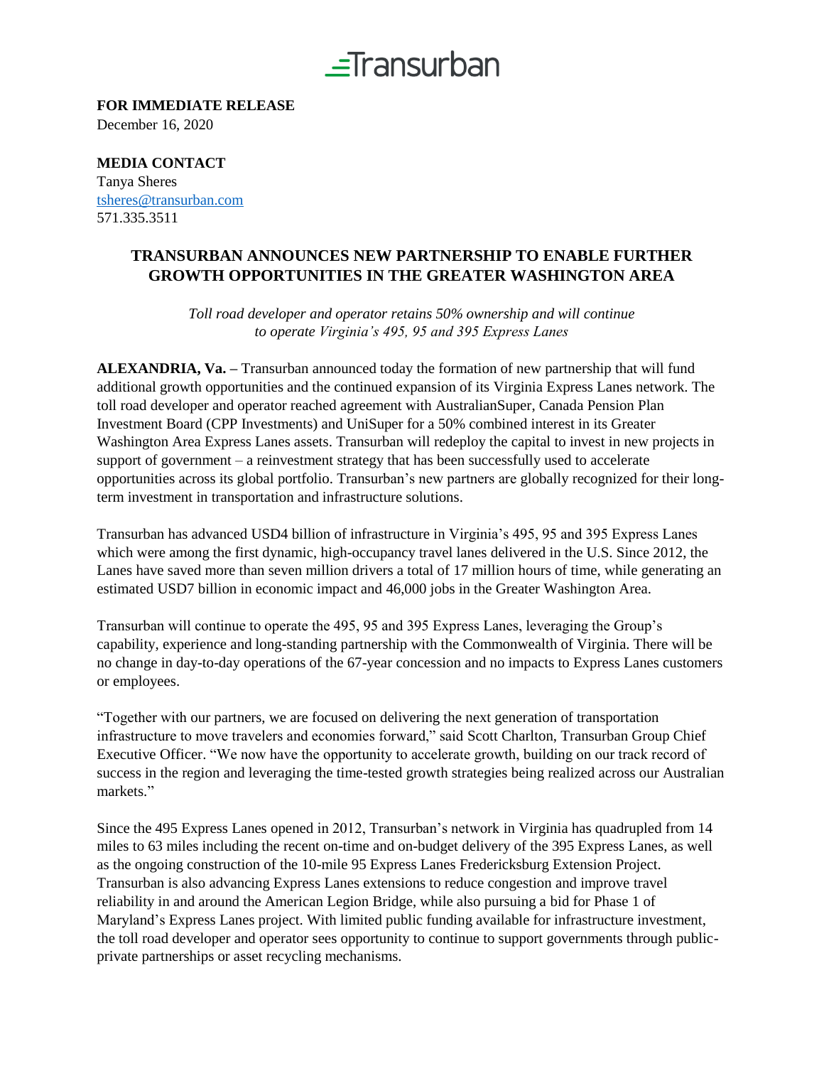Transurban

**FOR IMMEDIATE RELEASE**
December 16, 2020

**MEDIA CONTACT**
Tanya Sheres
tsheres@transurban.com
571.335.3511

## TRANSURBAN ANNOUNCES NEW PARTNERSHIP TO ENABLE FURTHER GROWTH OPPORTUNITIES IN THE GREATER WASHINGTON AREA

*Toll road developer and operator retains 50% ownership and will continue to operate Virginia's 495, 95 and 395 Express Lanes*

**ALEXANDRIA, Va. –** Transurban announced today the formation of new partnership that will fund additional growth opportunities and the continued expansion of its Virginia Express Lanes network. The toll road developer and operator reached agreement with AustralianSuper, Canada Pension Plan Investment Board (CPP Investments) and UniSuper for a 50% combined interest in its Greater Washington Area Express Lanes assets. Transurban will redeploy the capital to invest in new projects in support of government – a reinvestment strategy that has been successfully used to accelerate opportunities across its global portfolio. Transurban's new partners are globally recognized for their long-term investment in transportation and infrastructure solutions.

Transurban has advanced USD4 billion of infrastructure in Virginia's 495, 95 and 395 Express Lanes which were among the first dynamic, high-occupancy travel lanes delivered in the U.S. Since 2012, the Lanes have saved more than seven million drivers a total of 17 million hours of time, while generating an estimated USD7 billion in economic impact and 46,000 jobs in the Greater Washington Area.

Transurban will continue to operate the 495, 95 and 395 Express Lanes, leveraging the Group's capability, experience and long-standing partnership with the Commonwealth of Virginia. There will be no change in day-to-day operations of the 67-year concession and no impacts to Express Lanes customers or employees.

"Together with our partners, we are focused on delivering the next generation of transportation infrastructure to move travelers and economies forward," said Scott Charlton, Transurban Group Chief Executive Officer. "We now have the opportunity to accelerate growth, building on our track record of success in the region and leveraging the time-tested growth strategies being realized across our Australian markets."

Since the 495 Express Lanes opened in 2012, Transurban's network in Virginia has quadrupled from 14 miles to 63 miles including the recent on-time and on-budget delivery of the 395 Express Lanes, as well as the ongoing construction of the 10-mile 95 Express Lanes Fredericksburg Extension Project. Transurban is also advancing Express Lanes extensions to reduce congestion and improve travel reliability in and around the American Legion Bridge, while also pursuing a bid for Phase 1 of Maryland's Express Lanes project. With limited public funding available for infrastructure investment, the toll road developer and operator sees opportunity to continue to support governments through public-private partnerships or asset recycling mechanisms.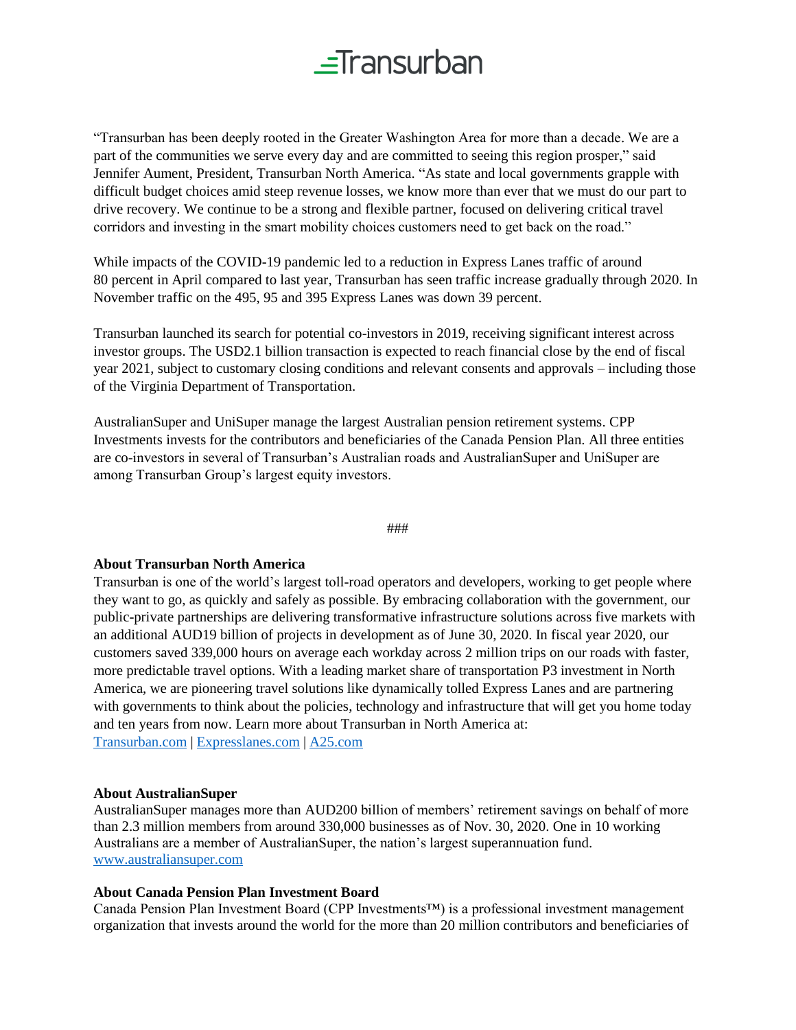"Transurban has been deeply rooted in the Greater Washington Area for more than a decade. We are a part of the communities we serve every day and are committed to seeing this region prosper," said Jennifer Aument, President, Transurban North America. "As state and local governments grapple with difficult budget choices amid steep revenue losses, we know more than ever that we must do our part to drive recovery. We continue to be a strong and flexible partner, focused on delivering critical travel corridors and investing in the smart mobility choices customers need to get back on the road."

While impacts of the COVID-19 pandemic led to a reduction in Express Lanes traffic of around 80 percent in April compared to last year, Transurban has seen traffic increase gradually through 2020. In November traffic on the 495, 95 and 395 Express Lanes was down 39 percent.

Transurban launched its search for potential co-investors in 2019, receiving significant interest across investor groups. The USD2.1 billion transaction is expected to reach financial close by the end of fiscal year 2021, subject to customary closing conditions and relevant consents and approvals – including those of the Virginia Department of Transportation.

AustralianSuper and UniSuper manage the largest Australian pension retirement systems. CPP Investments invests for the contributors and beneficiaries of the Canada Pension Plan. All three entities are co-investors in several of Transurban's Australian roads and AustralianSuper and UniSuper are among Transurban Group's largest equity investors.

###

**About Transurban North America**

Transurban is one of the world's largest toll-road operators and developers, working to get people where they want to go, as quickly and safely as possible. By embracing collaboration with the government, our public-private partnerships are delivering transformative infrastructure solutions across five markets with an additional AUD19 billion of projects in development as of June 30, 2020. In fiscal year 2020, our customers saved 339,000 hours on average each workday across 2 million trips on our roads with faster, more predictable travel options. With a leading market share of transportation P3 investment in North America, we are pioneering travel solutions like dynamically tolled Express Lanes and are partnering with governments to think about the policies, technology and infrastructure that will get you home today and ten years from now. Learn more about Transurban in North America at:
Transurban.com | Expresslanes.com | A25.com

**About AustralianSuper**

AustralianSuper manages more than AUD200 billion of members' retirement savings on behalf of more than 2.3 million members from around 330,000 businesses as of Nov. 30, 2020. One in 10 working Australians are a member of AustralianSuper, the nation's largest superannuation fund.
www.australiansuper.com

**About Canada Pension Plan Investment Board**

Canada Pension Plan Investment Board (CPP Investments™) is a professional investment management organization that invests around the world for the more than 20 million contributors and beneficiaries of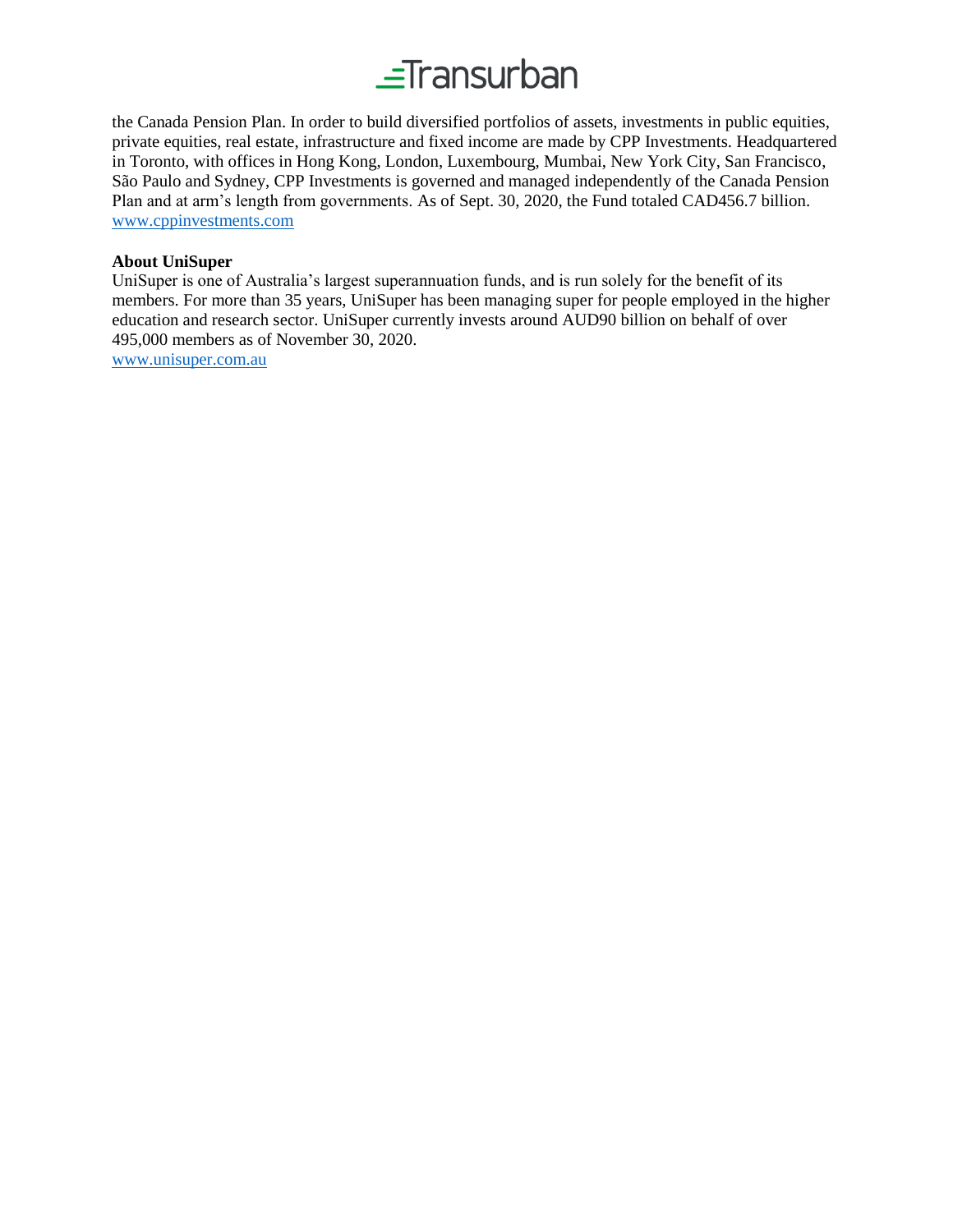the Canada Pension Plan. In order to build diversified portfolios of assets, investments in public equities, private equities, real estate, infrastructure and fixed income are made by CPP Investments. Headquartered in Toronto, with offices in Hong Kong, London, Luxembourg, Mumbai, New York City, San Francisco, São Paulo and Sydney, CPP Investments is governed and managed independently of the Canada Pension Plan and at arm's length from governments. As of Sept. 30, 2020, the Fund totaled CAD456.7 billion.
www.cppinvestments.com

**About UniSuper**

UniSuper is one of Australia's largest superannuation funds, and is run solely for the benefit of its members. For more than 35 years, UniSuper has been managing super for people employed in the higher education and research sector. UniSuper currently invests around AUD90 billion on behalf of over 495,000 members as of November 30, 2020.
www.unisuper.com.au